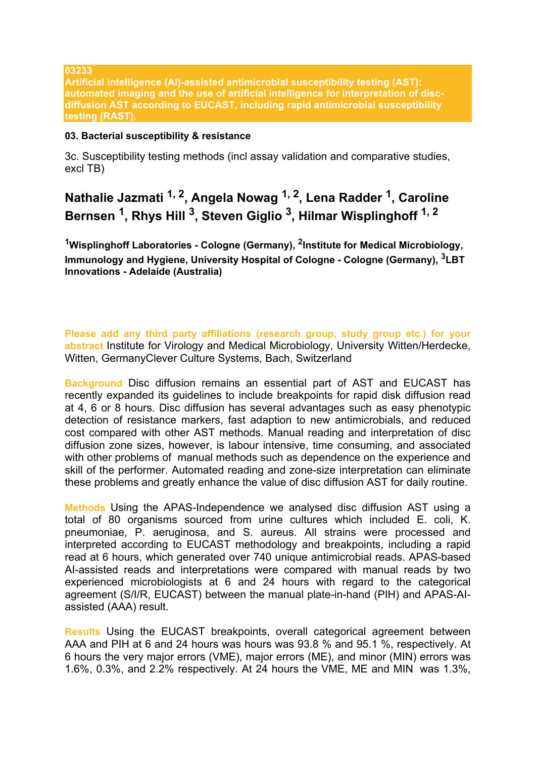**03233**
**Artificial intelligence (AI)-assisted antimicrobial susceptibility testing (AST): automated imaging and the use of artificial intelligence for interpretation of disc-diffusion AST according to EUCAST, including rapid antimicrobial susceptibility testing (RAST).**

**03. Bacterial susceptibility & resistance**

3c. Susceptibility testing methods (incl assay validation and comparative studies, excl TB)

## Nathalie Jazmati [1, 2], Angela Nowag [1, 2], Lena Radder [1], Caroline Bernsen [1], Rhys Hill [3], Steven Giglio [3], Hilmar Wisplinghoff [1, 2]

**[1]Wisplinghoff Laboratories - Cologne (Germany), [2]Institute for Medical Microbiology, Immunology and Hygiene, University Hospital of Cologne - Cologne (Germany), [3]LBT Innovations - Adelaide (Australia)**

**Please add any third party affiliations (research group, study group etc.) for your abstract** Institute for Virology and Medical Microbiology, University Witten/Herdecke, Witten, GermanyClever Culture Systems, Bach, Switzerland

**Background** Disc diffusion remains an essential part of AST and EUCAST has recently expanded its guidelines to include breakpoints for rapid disk diffusion read at 4, 6 or 8 hours. Disc diffusion has several advantages such as easy phenotypic detection of resistance markers, fast adaption to new antimicrobials, and reduced cost compared with other AST methods. Manual reading and interpretation of disc diffusion zone sizes, however, is labour intensive, time consuming, and associated with other problems of manual methods such as dependence on the experience and skill of the performer. Automated reading and zone-size interpretation can eliminate these problems and greatly enhance the value of disc diffusion AST for daily routine.

**Methods** Using the APAS-Independence we analysed disc diffusion AST using a total of 80 organisms sourced from urine cultures which included E. coli, K. pneumoniae, P. aeruginosa, and S. aureus. All strains were processed and interpreted according to EUCAST methodology and breakpoints, including a rapid read at 6 hours, which generated over 740 unique antimicrobial reads. APAS-based AI-assisted reads and interpretations were compared with manual reads by two experienced microbiologists at 6 and 24 hours with regard to the categorical agreement (S/I/R, EUCAST) between the manual plate-in-hand (PIH) and APAS-AI-assisted (AAA) result.

**Results** Using the EUCAST breakpoints, overall categorical agreement between AAA and PIH at 6 and 24 hours was hours was 93.8 % and 95.1 %, respectively. At 6 hours the very major errors (VME), major errors (ME), and minor (MIN) errors was 1.6%, 0.3%, and 2.2% respectively. At 24 hours the VME, ME and MIN was 1.3%,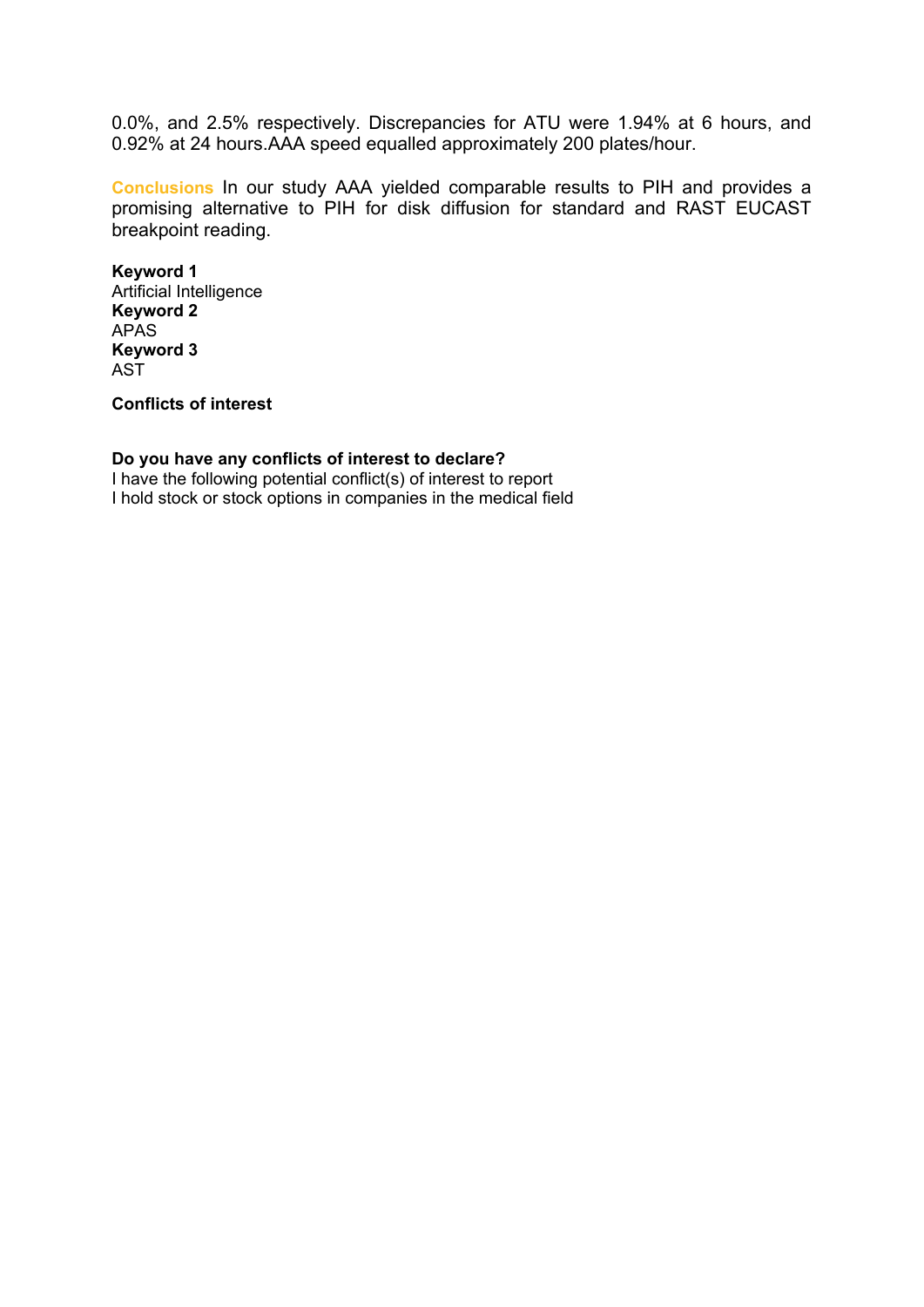0.0%, and 2.5% respectively. Discrepancies for ATU were 1.94% at 6 hours, and 0.92% at 24 hours.AAA speed equalled approximately 200 plates/hour.

**Conclusions** In our study AAA yielded comparable results to PIH and provides a promising alternative to PIH for disk diffusion for standard and RAST EUCAST breakpoint reading.

**Keyword 1**
Artificial Intelligence
**Keyword 2**
APAS
**Keyword 3**
AST

**Conflicts of interest**

**Do you have any conflicts of interest to declare?**
I have the following potential conflict(s) of interest to report
I hold stock or stock options in companies in the medical field